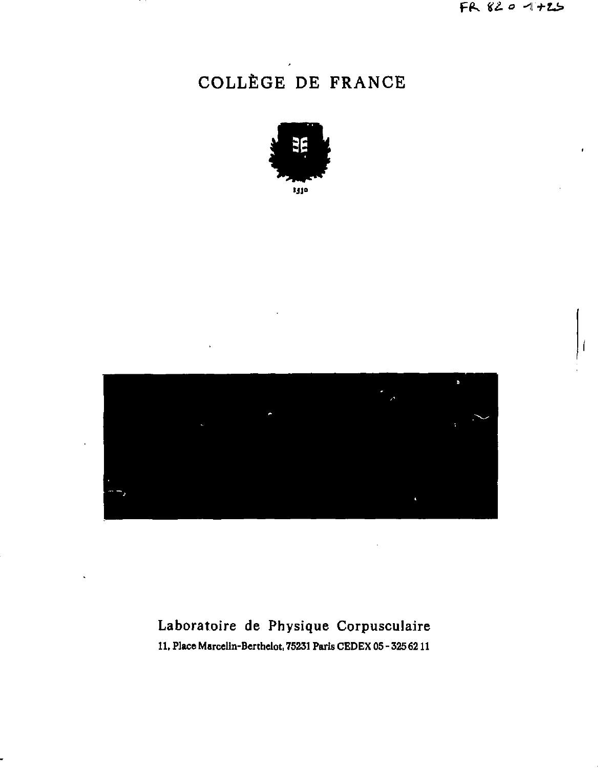FR 8201125

# COLLÈGE DE FRANCE

1530

Laboratoire de Physique Corpusculaire

11, Place Marcelin-Berthelot, 75231 Paris CEDEX 05 - 325 62 11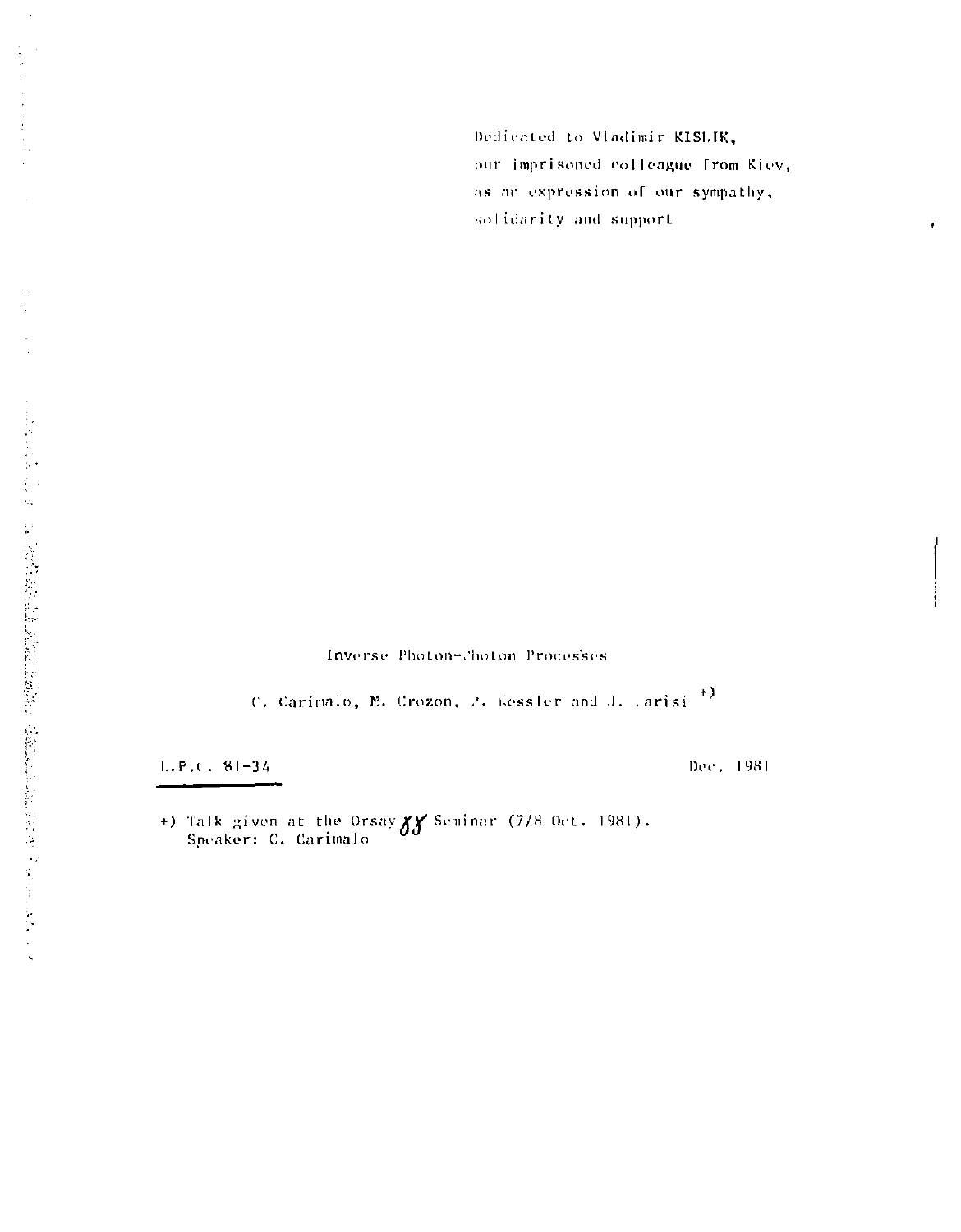Dedicated to Vladimir KISLIK,
our imprisoned colleague from Kiev,
as an expression of our sympathy,
solidarity and support

# Inverse Photon-Photon Processes

C. Carimalo, M. Crozon, P. Kessler and J. Parisi [+)]

L.P.C. 81-34

Dec. 1981

+) Talk given at the Orsay $\gamma\gamma$ Seminar (7/8 Oct. 1981).
Speaker: C. Carimalo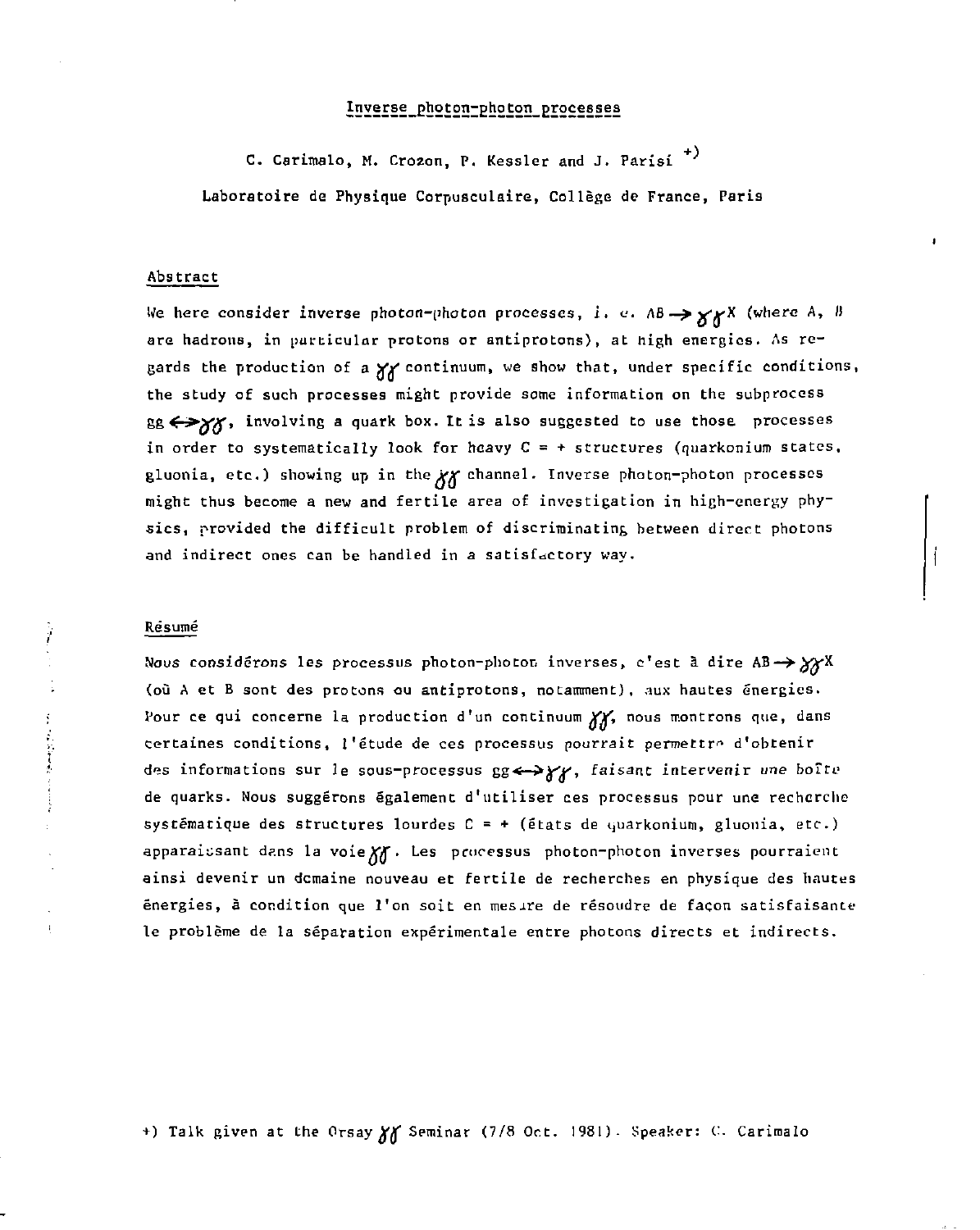# Inverse photon-photon processes

C. Carimalo, M. Crozon, P. Kessler and J. Parisi +)

Laboratoire de Physique Corpusculaire, Collège de France, Paris

## Abstract

We here consider inverse photon-photon processes, i. e. $AB \rightarrow \gamma\gamma X$ (where A, B are hadrons, in particular protons or antiprotons), at high energies. As regards the production of a $\gamma\gamma$ continuum, we show that, under specific conditions, the study of such processes might provide some information on the subprocess $gg \leftrightarrow \gamma\gamma$, involving a quark box. It is also suggested to use those processes in order to systematically look for heavy C = + structures (quarkonium states, gluonia, etc.) showing up in the $\gamma\gamma$ channel. Inverse photon-photon processes might thus become a new and fertile area of investigation in high-energy physics, provided the difficult problem of discriminating between direct photons and indirect ones can be handled in a satisfactory way.

## Résumé

*Nous considérons* les processus photon-photon inverses, c'est à dire $AB \rightarrow \gamma\gamma X$ (où A et B sont des protons ou antiprotons, notamment), aux hautes énergies. Pour ce qui concerne la production d'un continuum $\gamma\gamma$, nous montrons que, dans certaines conditions, l'étude de ces processus *pourrait permettre* d'obtenir des informations sur le sous-processus $gg \leftrightarrow \gamma\gamma$, *faisant intervenir une boîte* de quarks. Nous suggérons également d'utiliser ces processus pour une recherche systématique des structures lourdes C = + (états de quarkonium, gluonia, etc.) apparaissant dans la voie $\gamma\gamma$. Les processus photon-photon inverses pourraient ainsi devenir un domaine nouveau et fertile de recherches en physique des hautes énergies, à condition que l'on soit en mesure de résoudre de façon satisfaisante le problème de la séparation expérimentale entre photons directs et indirects.

+) Talk given at the Orsay $\gamma\gamma$ Seminar (7/8 Oct. 1981). Speaker: C. Carimalo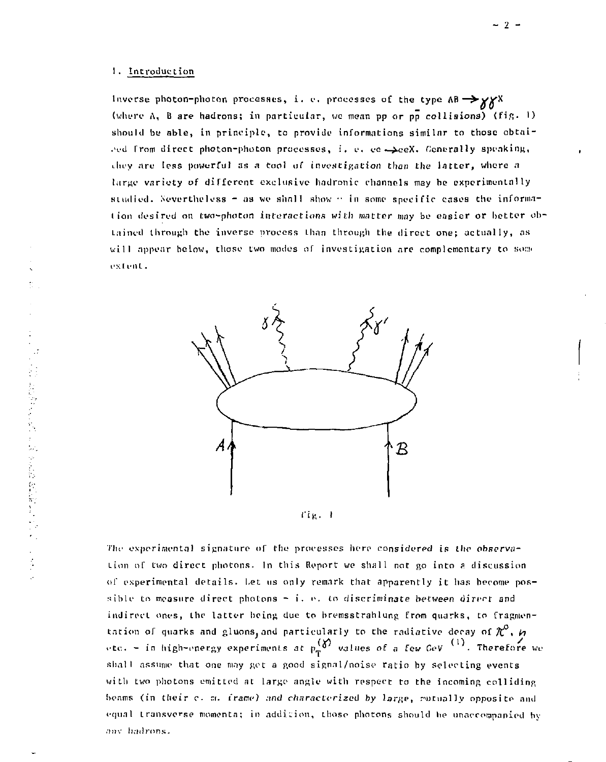## 1. Introduction

Inverse photon-photon processes, i. e. processes of the type $AB \rightarrow \gamma\gamma X$ (where A, B are hadrons; in particular, we mean pp or $p\bar{p}$ collisions) (fig. 1) should be able, in principle, to provide informations similar to those obtained from direct photon-photon processes, i. e. $ee \rightarrow eeX$. Generally speaking, they are less powerful as a tool of *investigation than* the latter, where a large variety of different exclusive hadronic channels may be experimentally studied. Nevertheless - as we shall show - in some specific cases the information desired on *two-photon interactions with matter may* be easier or better obtained through the inverse process than through the direct one; actually, as will appear below, those two modes of investigation are complementary to some extent.

Fig. 1

The experimental signature of the processes here considered is *the observation* of two direct photons. In this Report we shall not go into a discussion of experimental details. Let us only remark that apparently it has become possible to measure direct photons - i. e. to *discriminate between direct* and indirect ones, the latter being due to bremsstrahlung from quarks, to fragmentation of quarks and gluons, and particularly to the radiative decay of $\pi^0$, $\eta$ etc. - in high-energy experiments at $p_T^{(\gamma)}$ *values of a few GeV* [1]. Therefore we shall assume that one may get a good signal/noise ratio by selecting events with two photons emitted at large angle with respect to the incoming colliding beams (in their c. m. *frame) and characterized by large*, mutually opposite and equal transverse momenta; in addition, those photons should be unaccompanied by any hadrons.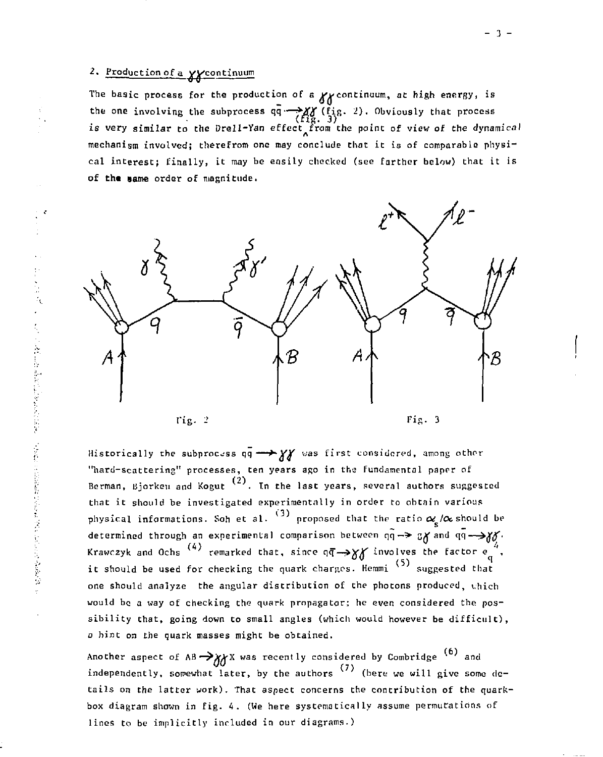## 2. Production of a $\gamma\gamma$ continuum

The basic process for the production of a $\gamma\gamma$ continuum, at high energy, is the one involving the subprocess $q\bar{q} \rightarrow \gamma\gamma$ (fig. 2). Obviously that process is very similar to the Drell-Yan effect (fig. 3) from the point of view of the dynamical mechanism involved; therefrom one may conclude that it is of comparable physical interest; finally, it may be easily checked (see farther below) that it is of the same order of magnitude.

Fig. 2

Fig. 3

Historically the subprocess $q\bar{q} \rightarrow \gamma\gamma$ was first considered, among other "hard-scattering" processes, ten years ago in the fundamental paper of Berman, Bjorken and Kogut [2]. In the last years, several authors suggested that it should be investigated experimentally in order to obtain various physical informations. Soh et al. [3] proposed that the ratio $\alpha_s/\alpha$ should be determined through an experimental comparison between $q\bar{q} \rightarrow g\gamma$ and $q\bar{q} \rightarrow \gamma\gamma$. Krawczyk and Ochs [4] remarked that, since $q\bar{q} \rightarrow \gamma\gamma$ involves the factor $e_q^4$, it should be used for checking the quark charges. Hemmi [5] suggested that one should analyze the angular distribution of the photons produced, which would be a way of checking the quark propagator; he even considered the possibility that, going down to small angles (which would however be difficult), a hint on the quark masses might be obtained.

Another aspect of $AB \rightarrow \gamma\gamma X$ was recently considered by Combridge [6] and independently, somewhat later, by the authors [7] (here we will give some details on the latter work). That aspect concerns the contribution of the quark-box diagram shown in fig. 4. (We here systematically assume permutations of lines to be implicitly included in our diagrams.)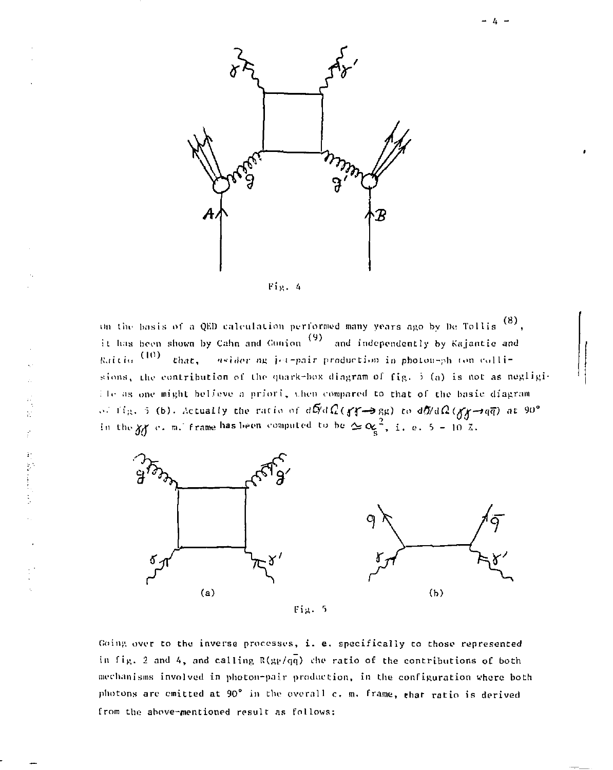Fig. 4

On the basis of a QED calculation performed many years ago by De Tollis [8], it has been shown by Cahn and Gunion [9] and independently by Kajantie and Raitio [10] that, considering jet-pair production in photon-photon collisions, the contribution of the quark-box diagram of fig. 5 (a) is not as negligible as one might believe a priori, when compared to that of the basic diagram of fig. 5 (b). Actually the ratio of $d\sigma/d\Omega(\gamma\gamma \rightarrow gg)$ to $d\sigma/d\Omega(\gamma\gamma \rightarrow q\bar{q})$ at 90° in the $\gamma\gamma$ c. m. frame has been computed to be $\simeq \alpha_s^2$, i. e. 5 - 10 %.

(a) (b)

Fig. 5

Going over to the inverse processes, i. e. specifically to those represented in fig. 2 and 4, and calling $R(gg/q\bar{q})$ the ratio of the contributions of both mechanisms involved in photon-pair production, in the configuration where both photons are emitted at 90° in the overall c. m. frame, that ratio is derived from the above-mentioned result as follows: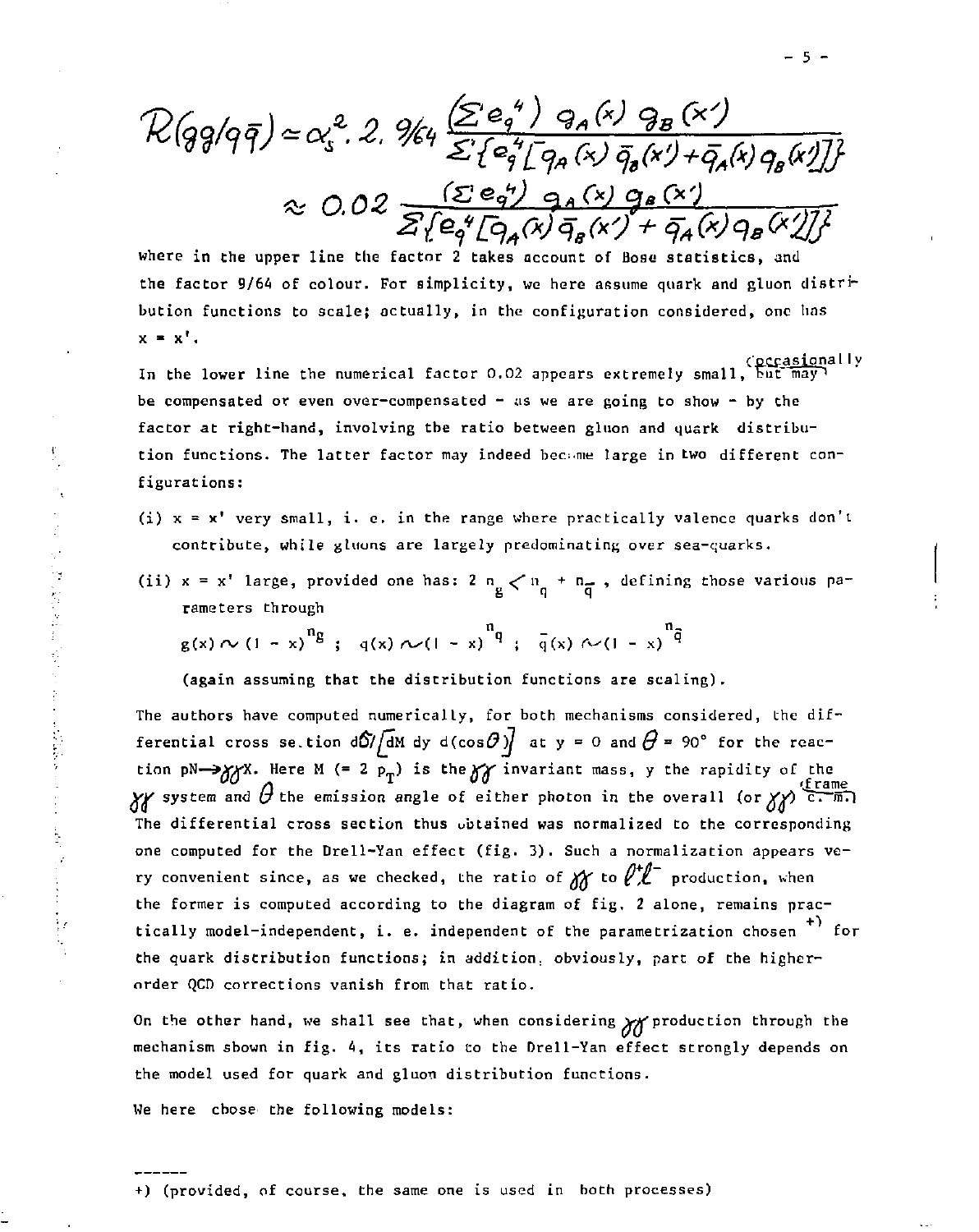$$\mathcal{R}(gg/q\bar{q}) \simeq \alpha_s^2 \cdot 2 \cdot 9/64 \frac{(\Sigma' e_q^4)\, g_A(x)\, g_B(x')}{\Sigma'\{e_q^4[q_A(x)\,\bar{q}_B(x') + \bar{q}_A(x)\, q_B(x')]\}}$$

$$\approx 0.02 \frac{(\Sigma' e_q^4)\, g_A(x)\, g_B(x')}{\Sigma'\{e_q^4[q_A(x)\,\bar{q}_B(x') + \bar{q}_A(x)\, q_B(x')]\}}$$

where in the upper line the factor 2 takes account of Bose statistics, and the factor 9/64 of colour. For simplicity, we here assume quark and gluon distribution functions to scale; actually, in the configuration considered, one has $x = x'$.

In the lower line the numerical factor 0.02 appears extremely small, but may occasionally be compensated or even over-compensated - as we are going to show - by the factor at right-hand, involving the ratio between gluon and quark distribution functions. The latter factor may indeed become large in two different configurations:

(i) $x = x'$ very small, i. e. in the range where practically valence quarks don't contribute, while gluons are largely predominating over sea-quarks.

(ii) $x = x'$ large, provided one has: $2\, n_g < n_q + n_{\bar{q}}$, defining those various parameters through

$g(x) \sim (1-x)^{n_g}$ ; $q(x) \sim (1-x)^{n_q}$ ; $\bar{q}(x) \sim (1-x)^{n_{\bar{q}}}$

(again assuming that the distribution functions are scaling).

The authors have computed numerically, for both mechanisms considered, the differential cross section $d\sigma/[dM\, dy\, d(\cos\theta)]$ at $y = 0$ and $\theta = 90°$ for the reaction $pN \to \gamma\gamma X$. Here $M$ ($= 2\, p_T$) is the $\gamma\gamma$ invariant mass, $y$ the rapidity of the $\gamma\gamma$ system and $\theta$ the emission angle of either photon in the overall (or $\gamma\gamma$ c. m. frame). The differential cross section thus obtained was normalized to the corresponding one computed for the Drell-Yan effect (fig. 3). Such a normalization appears very convenient since, as we checked, the ratio of $\gamma\gamma$ to $\ell^+\ell^-$ production, when the former is computed according to the diagram of fig. 2 alone, remains practically model-independent, i. e. independent of the parametrization chosen [+)] for the quark distribution functions; in addition, obviously, part of the higher-order QCD corrections vanish from that ratio.

On the other hand, we shall see that, when considering $\gamma\gamma$ production through the mechanism shown in fig. 4, its ratio to the Drell-Yan effect strongly depends on the model used for quark and gluon distribution functions.

We here chose the following models:

------

+) (provided, of course, the same one is used in both processes)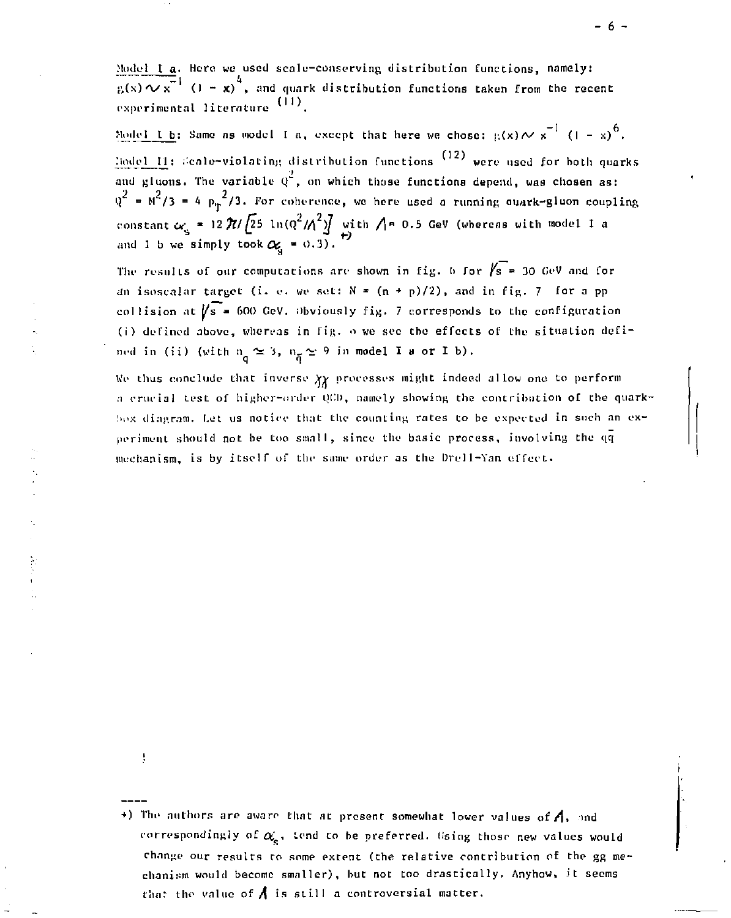Model I a. Here we used scale-conserving distribution functions, namely: $g(x) \sim x^{-1} (1-x)^4$, and quark distribution functions taken from the recent experimental literature [11].

Model I b: Same as model I a, except that here we chose: $g(x) \sim x^{-1} (1-x)^6$.

Model II: Scale-violating distribution functions [12] were used for both quarks and gluons. The variable $Q^2$, on which those functions depend, was chosen as: $Q^2 = M^2/3 = 4\, p_T^{\,2}/3$. For coherence, we here used a running quark-gluon coupling constant $\alpha_s = 12\pi / [25 \ln(Q^2/\Lambda^2)]$ with $\Lambda = 0.5$ GeV (whereas with model I a and I b we simply took $\alpha_s = 0.3$). +)

The results of our computations are shown in fig. 6 for $\sqrt{s} = 30$ GeV and for an isoscalar target (i. e. we set: $N = (n + p)/2$), and in fig. 7 for a pp collision at $\sqrt{s} = 600$ GeV. Obviously fig. 7 corresponds to the configuration (i) defined above, whereas in fig. 6 we see the effects of the situation defined in (ii) (with $n_q \simeq 3$, $n_{\bar{q}} \simeq 9$ in model I a or I b).

We thus conclude that inverse $\gamma\gamma$ processes might indeed allow one to perform a crucial test of higher-order QCD, namely showing the contribution of the quark-box diagram. Let us notice that the counting rates to be expected in such an experiment should not be too small, since the basic process, involving the $q\bar{q}$ mechanism, is by itself of the same order as the Drell-Yan effect.

----

+) The authors are aware that at present somewhat lower values of $\Lambda$, and correspondingly of $\alpha_s$, tend to be preferred. Using those new values would change our results to some extent (the relative contribution of the gg mechanism would become smaller), but not too drastically. Anyhow, it seems that the value of $\Lambda$ is still a controversial matter.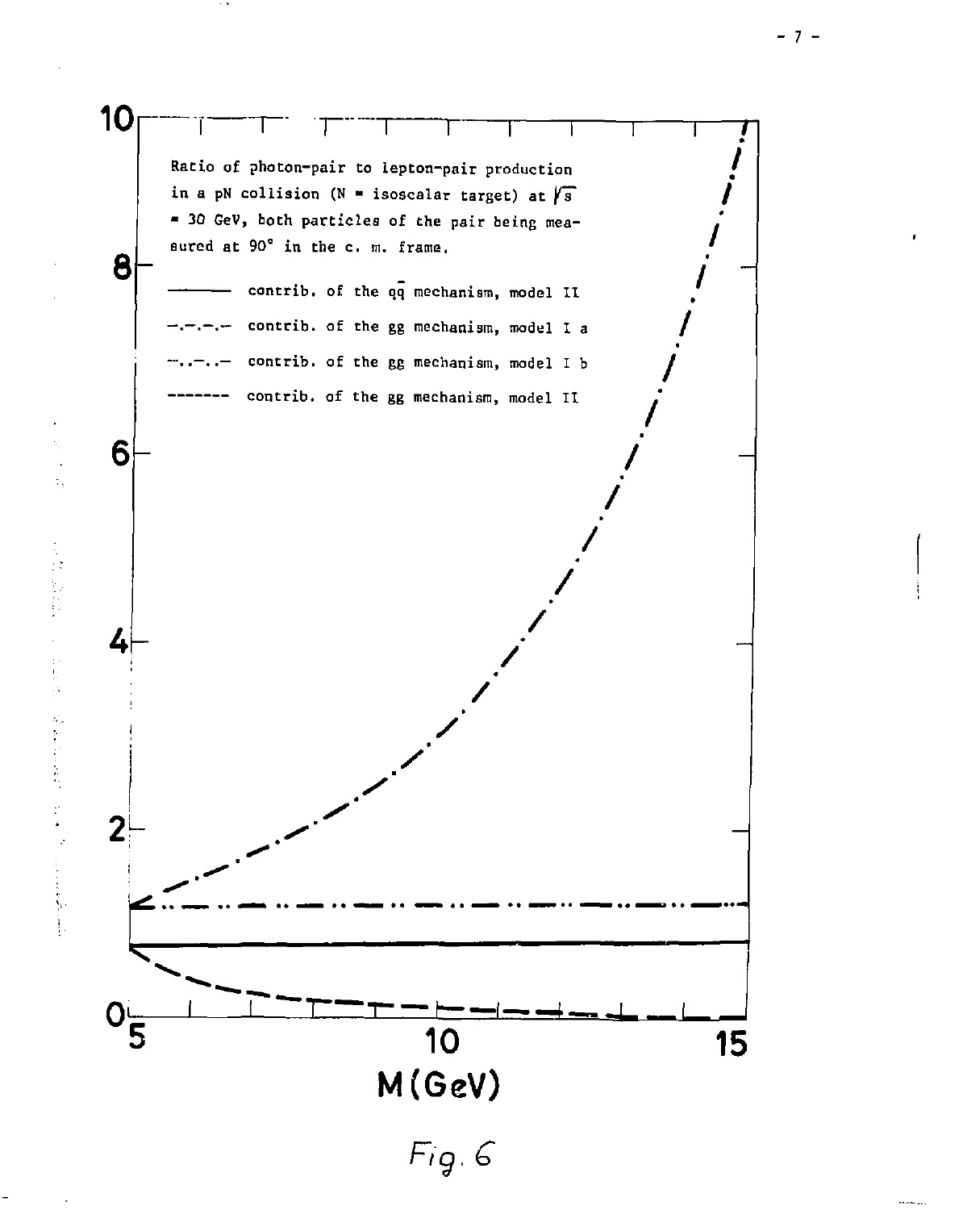Ratio of photon-pair to lepton-pair production in a pN collision (N = isoscalar target) at $\sqrt{s}$ = 30 GeV, both particles of the pair being measured at 90° in the c. m. frame.

| Line style | Description |
|---|---|
| ——— | contrib. of the $q\bar{q}$ mechanism, model II |
| —.—.—.— | contrib. of the gg mechanism, model I a |
| —..—..— | contrib. of the gg mechanism, model I b |
| ------- | contrib. of the gg mechanism, model II |

M(GeV)

Fig. 6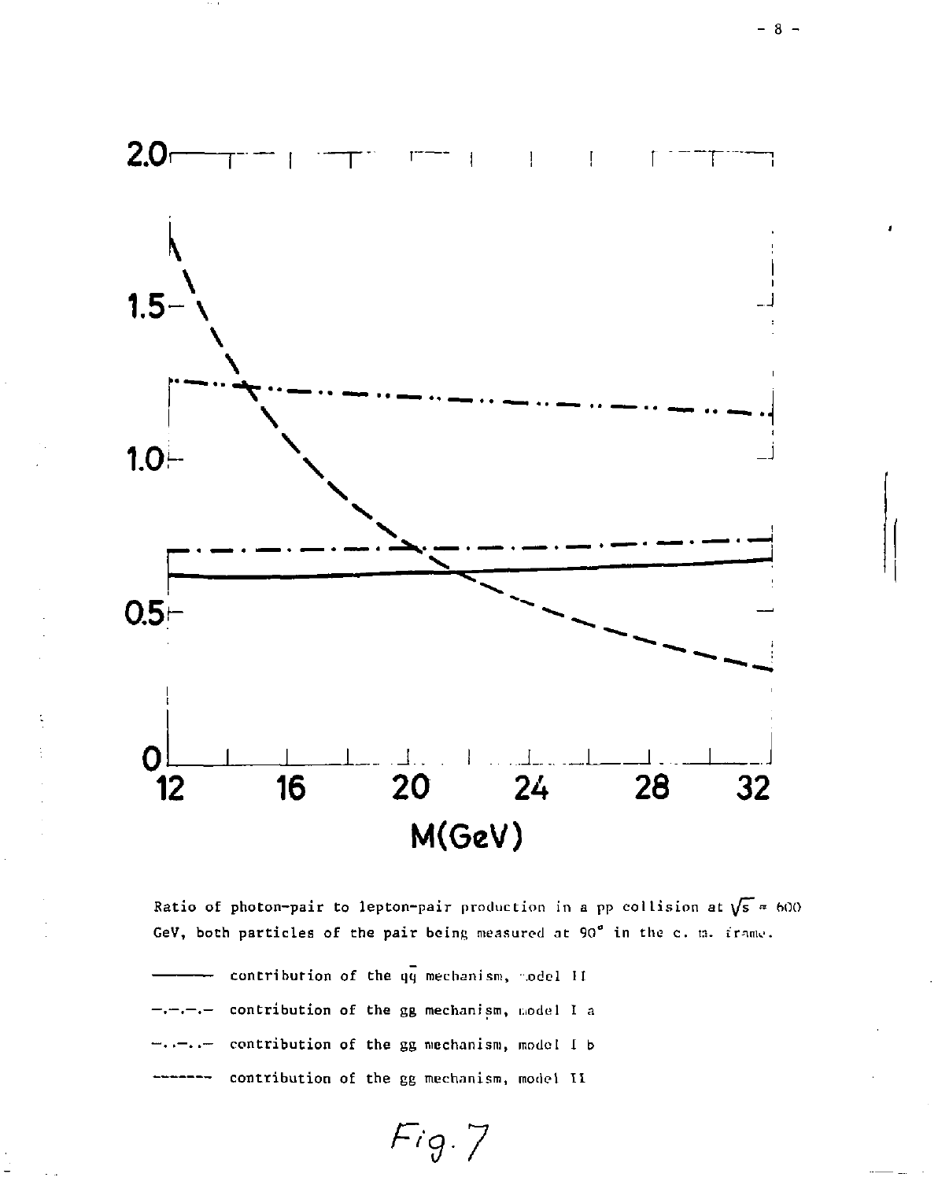Ratio of photon-pair to lepton-pair production in a pp collision at $\sqrt{s} = 600$ GeV, both particles of the pair being measured at 90° in the c. m. frame.

——— contribution of the $q\bar{q}$ mechanism, model II

—.—.—.— contribution of the gg mechanism, model I a

—..—..— contribution of the gg mechanism, model I b

------- contribution of the gg mechanism, model II

Fig. 7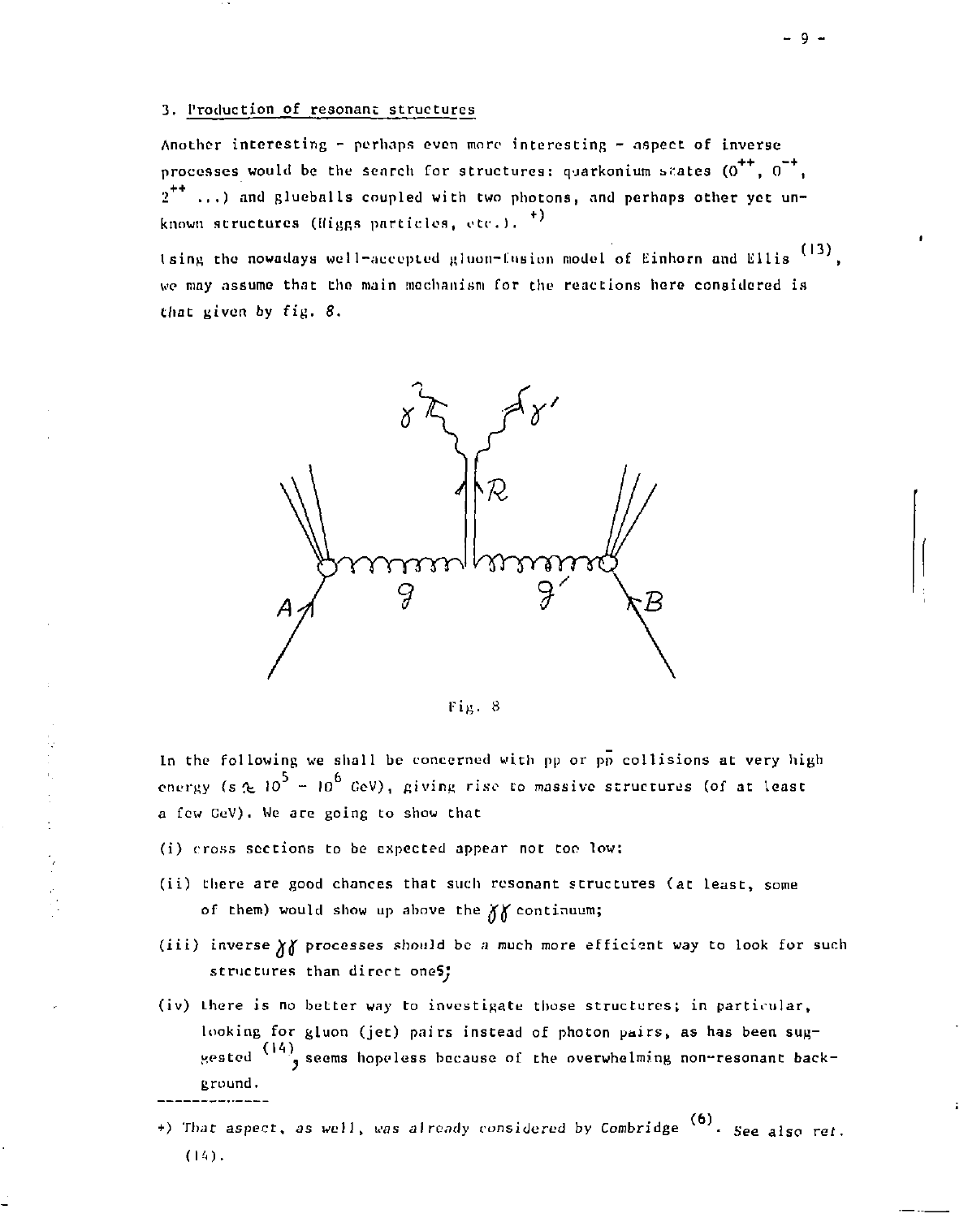## 3. Production of resonant structures

Another interesting - perhaps even more interesting - aspect of inverse processes would be the search for structures: quarkonium states ($0^{++}$, $0^{-+}$, $2^{++}$ ...) and glueballs coupled with two photons, and perhaps other yet unknown structures (Higgs particles, etc.). +)

Using the nowadays well-accepted gluon-fusion model of Einhorn and Ellis (13), we may assume that the main mechanism for the reactions here considered is that given by fig. 8.

Fig. 8

In the following we shall be concerned with pp or $p\bar{p}$ collisions at very high energy ($s \gtrsim 10^5 - 10^6$ GeV), giving rise to massive structures (of at least a few GeV). We are going to show that

(i) cross sections to be expected appear not too low;

(ii) there are good chances that such resonant structures (at least, some of them) would show up above the $\gamma\gamma$ continuum;

(iii) inverse $\gamma\gamma$ processes should be a much more efficient way to look for such structures than direct ones;

(iv) there is no better way to investigate those structures; in particular, looking for gluon (jet) pairs instead of photon pairs, as has been suggested (14), seems hopeless because of the overwhelming non-resonant background.

---

+) That aspect, as well, was already considered by Combridge (6). See also ref. (14).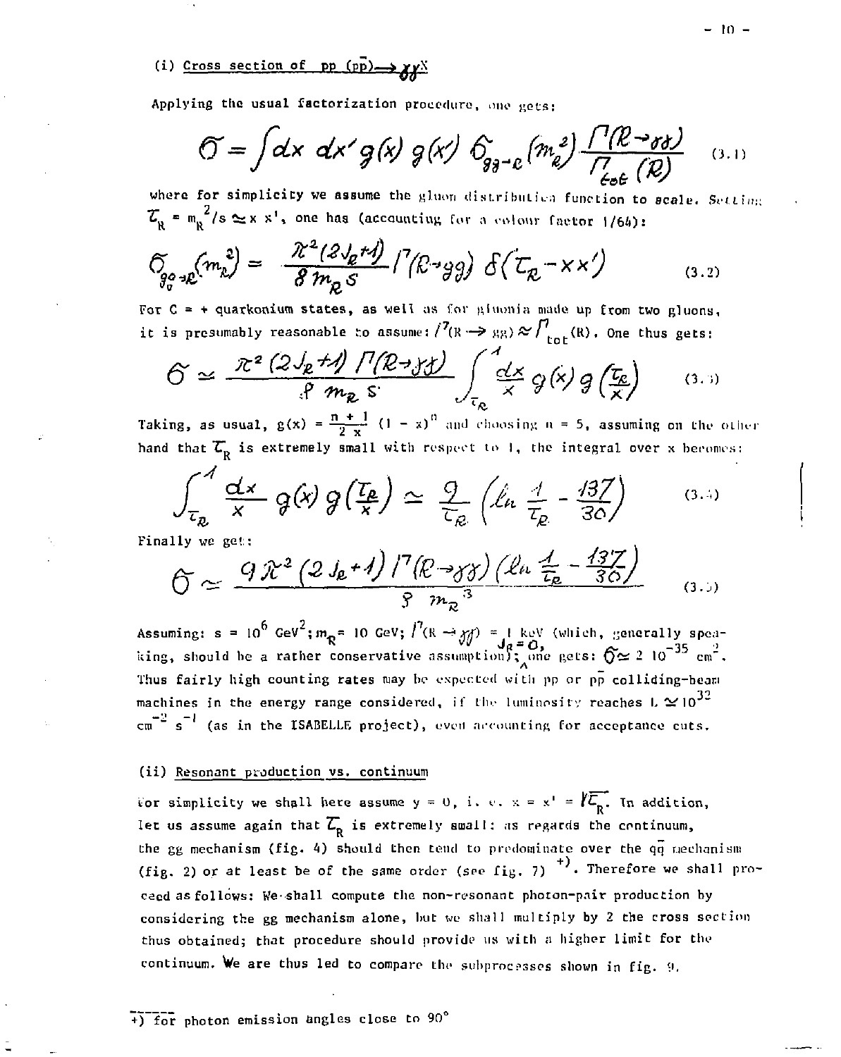### (i) Cross section of $pp\ (\bar{p}p) \longrightarrow \gamma\gamma X$

Applying the usual factorization procedure, one gets:

$$\sigma = \int dx\, dx'\, g(x)\, g(x')\, \sigma_{gg\to R}(m_R^2) \frac{\Gamma(R\to\gamma\gamma)}{\Gamma_{tot}(R)} \tag{3.1}$$

where for simplicity we assume the gluon distribution function to scale. Setting $\tau_R = m_R^{\ 2}/s \simeq x\, x'$, one has (accounting for a colour factor 1/64):

$$\sigma_{gg\to R}(m_R^2) = \frac{\pi^2 (2J_R+1)}{8\, m_R\, s} \Gamma(R\to gg)\, \delta(\tau_R - x x') \tag{3.2}$$

For C = + quarkonium states, as well as for gluonia made up from two gluons, it is presumably reasonable to assume: $\Gamma(R \to gg) \approx \Gamma_{tot}(R)$. One thus gets:

$$\sigma \simeq \frac{\pi^2 (2J_R+1)\, \Gamma(R\to\gamma\gamma)}{8\, m_R\, s} \int_{\tau_R}^{1} \frac{dx}{x}\, g(x)\, g\!\left(\frac{\tau_R}{x}\right) \tag{3.3}$$

Taking, as usual, $g(x) = \frac{n+1}{2x}(1-x)^n$ and choosing $n = 5$, assuming on the other hand that $\tau_R$ is extremely small with respect to 1, the integral over x becomes:

$$\int_{\tau_R}^{1} \frac{dx}{x}\, g(x)\, g\!\left(\frac{\tau_R}{x}\right) \simeq \frac{9}{\tau_R}\left(\ln\frac{1}{\tau_R} - \frac{137}{30}\right) \tag{3.4}$$

Finally we get:

$$\sigma \simeq \frac{9\pi^2 (2J_R+1)\, \Gamma(R\to\gamma\gamma)\left(\ln\frac{1}{\tau_R} - \frac{137}{30}\right)}{8\, m_R^{\ 3}} \tag{3.5}$$

Assuming: $s = 10^6$ GeV$^2$; $m_R = 10$ GeV; $\Gamma(R\to\gamma\gamma) = 1$ keV (which, generally speaking, should be a rather conservative assumption); $J_R = 0$, one gets: $\sigma \simeq 2\ 10^{-35}$ cm$^2$. Thus fairly high counting rates may be expected with pp or $\bar{p}p$ colliding-beam machines in the energy range considered, if the luminosity reaches $L \simeq 10^{32}$ cm$^{-2}$ s$^{-1}$ (as in the ISABELLE project), even accounting for acceptance cuts.

### (ii) Resonant production vs. continuum

For simplicity we shall here assume $y = 0$, i. e. $x = x' = \sqrt{\tau_R}$. In addition, let us assume again that $\tau_R$ is extremely small: as regards the continuum, the gg mechanism (fig. 4) should then tend to predominate over the $q\bar{q}$ mechanism (fig. 2) or at least be of the same order (see fig. 7) [+]. Therefore we shall proceed as follows: We shall compute the non-resonant photon-pair production by considering the gg mechanism alone, but we shall multiply by 2 the cross section thus obtained; that procedure should provide us with a higher limit for the continuum. We are thus led to compare the subprocesses shown in fig. 9.

---

+) for photon emission angles close to 90°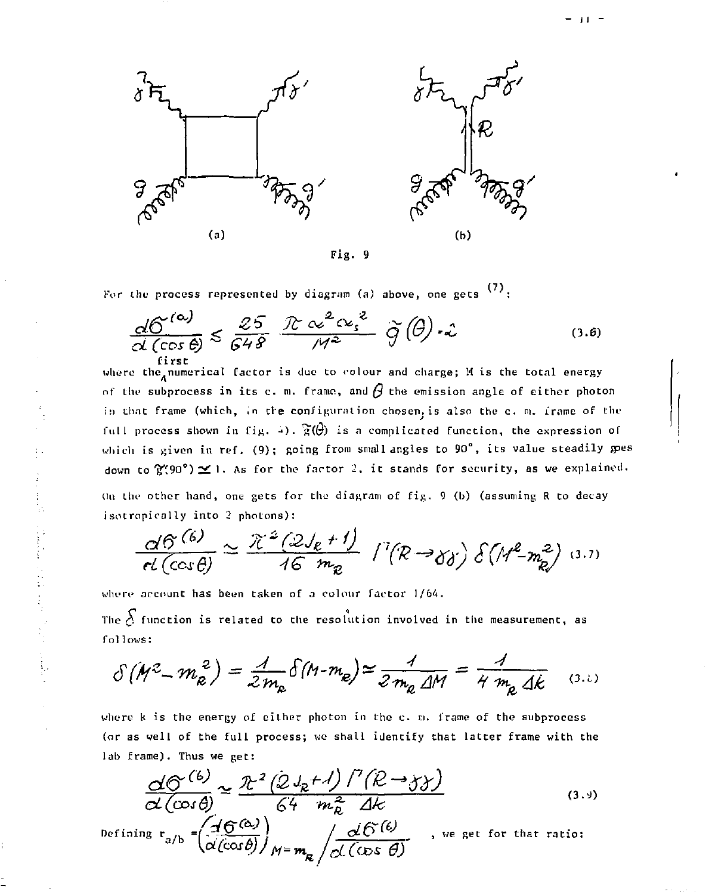(a)

(b)

Fig. 9

For the process represented by diagram (a) above, one gets [7]:

$$\frac{d\sigma^{(a)}}{d(\cos\theta)} \leq \frac{25}{648}\,\frac{\pi\alpha^2\alpha_s^2}{M^2}\,\tilde{g}(\theta)\cdot 2 \tag{3.6}$$

where the first numerical factor is due to colour and charge; M is the total energy of the subprocess in its c. m. frame, and $\theta$ the emission angle of either photon in that frame (which, in the configuration chosen, is also the c. m. frame of the full process shown in fig. 4). $\tilde{g}(\theta)$ is a complicated function, the expression of which is given in ref. (9); going from small angles to 90°, its value steadily goes down to $\tilde{g}(90°) \simeq 1$. As for the factor 2, it stands for security, as we explained.

On the other hand, one gets for the diagram of fig. 9 (b) (assuming R to decay isotropically into 2 photons):

$$\frac{d\sigma^{(b)}}{d(\cos\theta)} \simeq \frac{\pi^2(2J_R+1)}{16\,m_R}\,\Gamma(R\to\gamma\gamma)\,\delta(M^2-m_R^2) \tag{3.7}$$

where account has been taken of a colour factor 1/64.

The $\delta$ function is related to the resolution involved in the measurement, as follows:

$$\delta(M^2-m_R^2) = \frac{1}{2m_R}\delta(M-m_R) \simeq \frac{1}{2m_R\,\Delta M} = \frac{1}{4\,m_R\,\Delta k} \tag{3.8}$$

where k is the energy of either photon in the c. m. frame of the subprocess (or as well of the full process; we shall identify that latter frame with the lab frame). Thus we get:

$$\frac{d\sigma^{(b)}}{d(\cos\theta)} \simeq \frac{\pi^2(2J_R+1)\,\Gamma(R\to\gamma\gamma)}{64\,m_R^2\,\Delta k} \tag{3.9}$$

Defining $r_{a/b} = \left(\frac{d\sigma^{(a)}}{d(\cos\theta)}\right)_{M=m_R} \Big/ \frac{d\sigma^{(b)}}{d(\cos\theta)}$, we get for that ratio: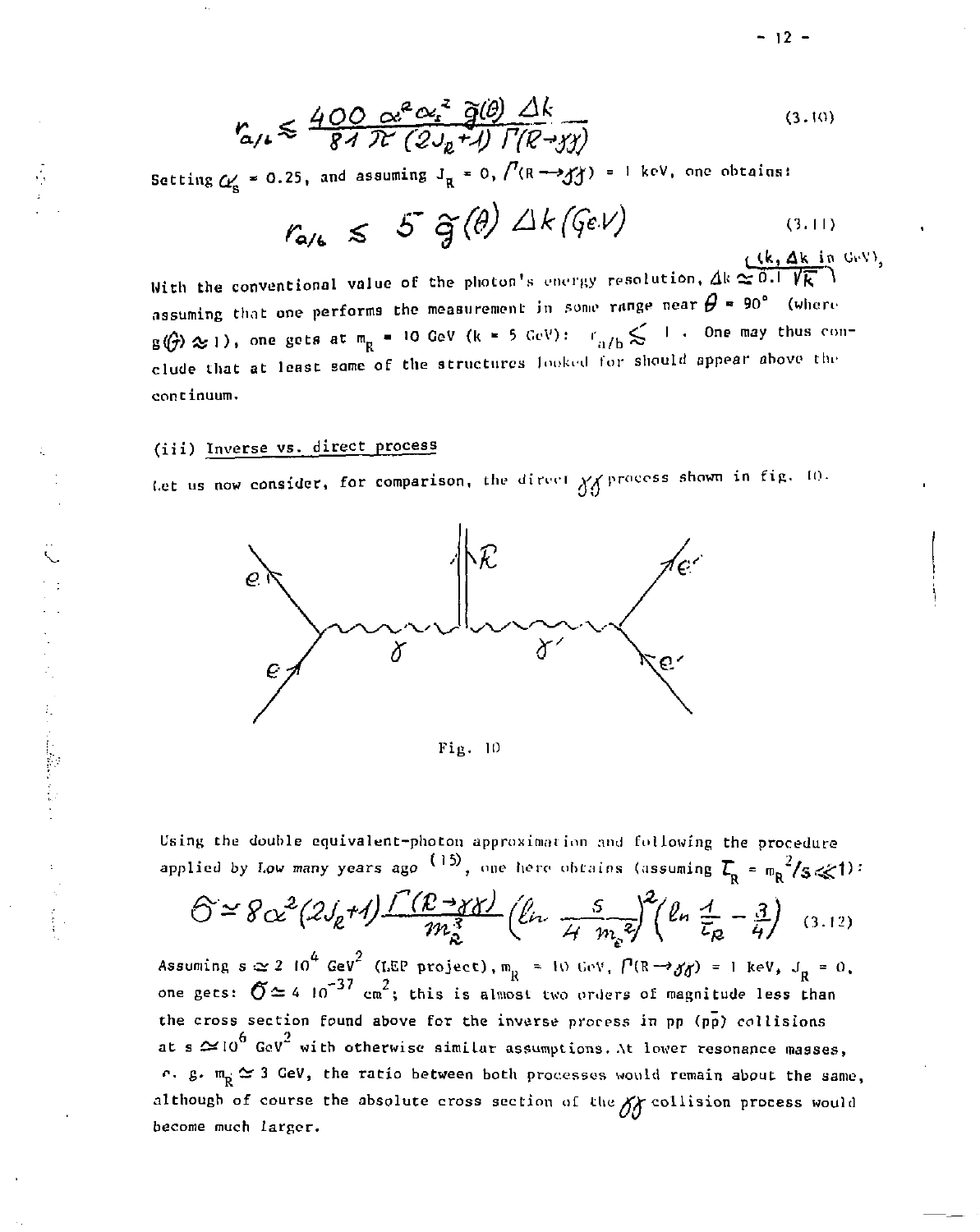$$r_{a/b} \lesssim \frac{400\, \alpha^2 \alpha_s^2\, \tilde{g}(\theta)\, \Delta k}{81\, \pi\, (2J_R+1)\, \Gamma(R\to\gamma\gamma)} \tag{3.10}$$

Setting $\alpha_s = 0.25$, and assuming $J_R = 0$, $\Gamma(R\to\gamma\gamma) = 1$ keV, one obtains:

$$r_{a/b} \lesssim 5\, \tilde{g}(\theta)\, \Delta k\,(\mathrm{GeV}) \tag{3.11}$$

($k$, $\Delta k$ in GeV),

With the conventional value of the photon's energy resolution, $\Delta k \simeq 0.1\sqrt{k}$ assuming that one performs the measurement in some range near $\theta = 90°$ (where $g(\theta) \approx 1$), one gets at $m_R = 10$ GeV ($k = 5$ GeV): $r_{a/b} \lesssim 1$. One may thus conclude that at least some of the structures looked for should appear above the continuum.

### (iii) Inverse vs. direct process

Let us now consider, for comparison, the direct $\gamma\gamma$ process shown in fig. 10.

Fig. 10

Using the double equivalent-photon approximation and following the procedure applied by Low many years ago [15], one here obtains (assuming $\tau_R = m_R^2/s \ll 1$):

$$\sigma \simeq 8\alpha^2 (2J_R+1)\frac{\Gamma(R\to\gamma\gamma)}{m_R^3}\left(\ln\frac{s}{4\, m_e^2}\right)^2\left(\ln\frac{1}{\tau_R} - \frac{3}{4}\right) \tag{3.12}$$

Assuming $s \simeq 2\; 10^4$ GeV$^2$ (LEP project), $m_R = 10$ GeV, $\Gamma(R\to\gamma\gamma) = 1$ keV, $J_R = 0$, one gets: $\sigma \simeq 4\; 10^{-37}$ cm$^2$; this is almost two orders of magnitude less than the cross section found above for the inverse process in pp ($p\bar{p}$) collisions at $s \simeq 10^6$ GeV$^2$ with otherwise similar assumptions. At lower resonance masses, e. g. $m_R \simeq 3$ GeV, the ratio between both processes would remain about the same, although of course the absolute cross section of the $\gamma\gamma$ collision process would become much larger.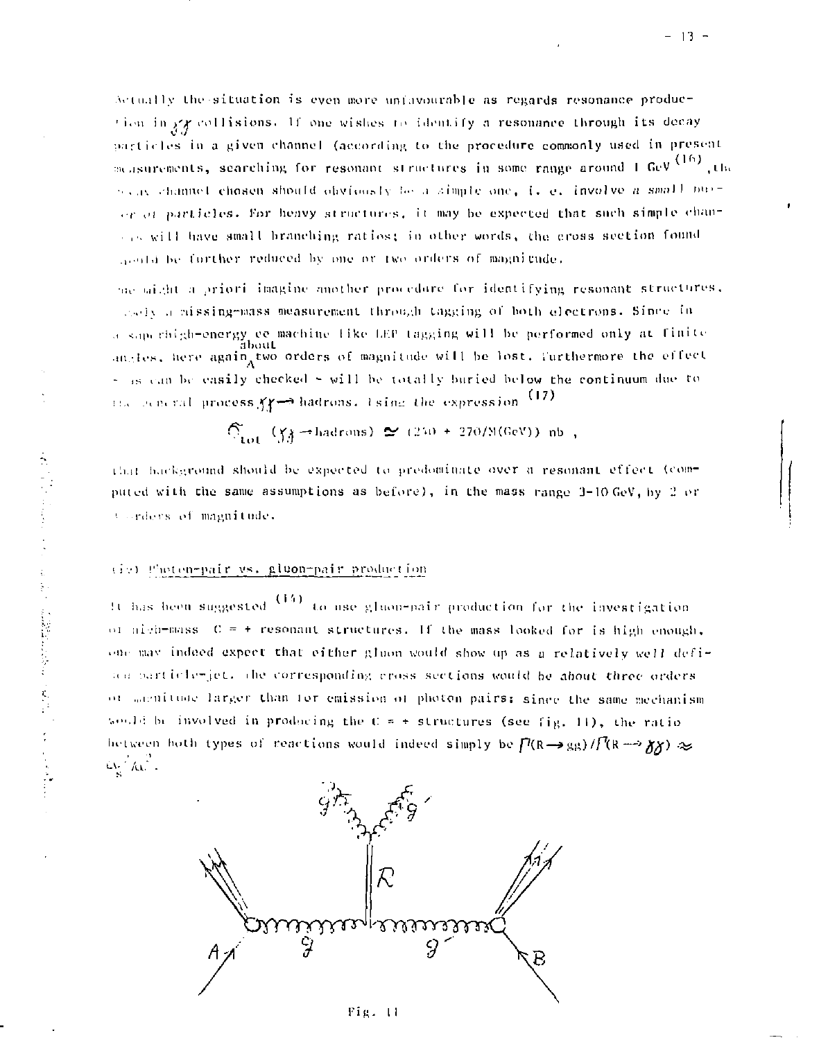Actually the situation is even more unfavourable as regards resonance production in $\gamma\gamma$ collisions. If one wishes to identify a resonance through its decay particles in a given channel (according to the procedure commonly used in present measurements, searching for resonant structures in some range around 1 GeV [16], the decay channel chosen should obviously be a simple one, i. e. involve *a small number of particles*. For heavy structures, it may be expected that such simple channels will have small branching ratios; in other words, the cross section found would be further reduced by one or two orders of magnitude.

One might a priori imagine another procedure for identifying resonant structures, namely a missing-mass measurement through tagging of both electrons. Since in a super-high-energy ee machine like LEP tagging will be performed only at finite angles, here again about two orders of magnitude will be lost. Furthermore the effect - as can be easily checked - will be totally buried below the continuum due to the general process $\gamma\gamma \rightarrow$ hadrons. Using the expression [17]

$$\sigma_{tot}\ (\gamma\gamma \rightarrow \text{hadrons}) \simeq (250 + 270/M(\text{GeV}))\ \text{nb}\ ,$$

that background should be expected to predominate over a resonant effect (computed with the same assumptions as before), in the mass range 3-10 GeV, by 2 or 3 orders of magnitude.

(iv) Photon-pair vs. gluon-pair production

It has been suggested [14] to use gluon-pair production for the investigation of high-mass C = + resonant structures. If the mass looked for is high enough, one may indeed expect that either gluon would show up as a relatively *well defined* particle-jet. The corresponding cross sections would be about three orders of magnitude larger than for emission of photon pairs; since the same mechanism would be involved in producing the C = + structures (see fig. 11), the ratio between both types of reactions would indeed simply be $\Gamma(R \rightarrow gg)/\Gamma(R \rightarrow \gamma\gamma) \approx \alpha_s^2/\alpha^2$.

Fig. 11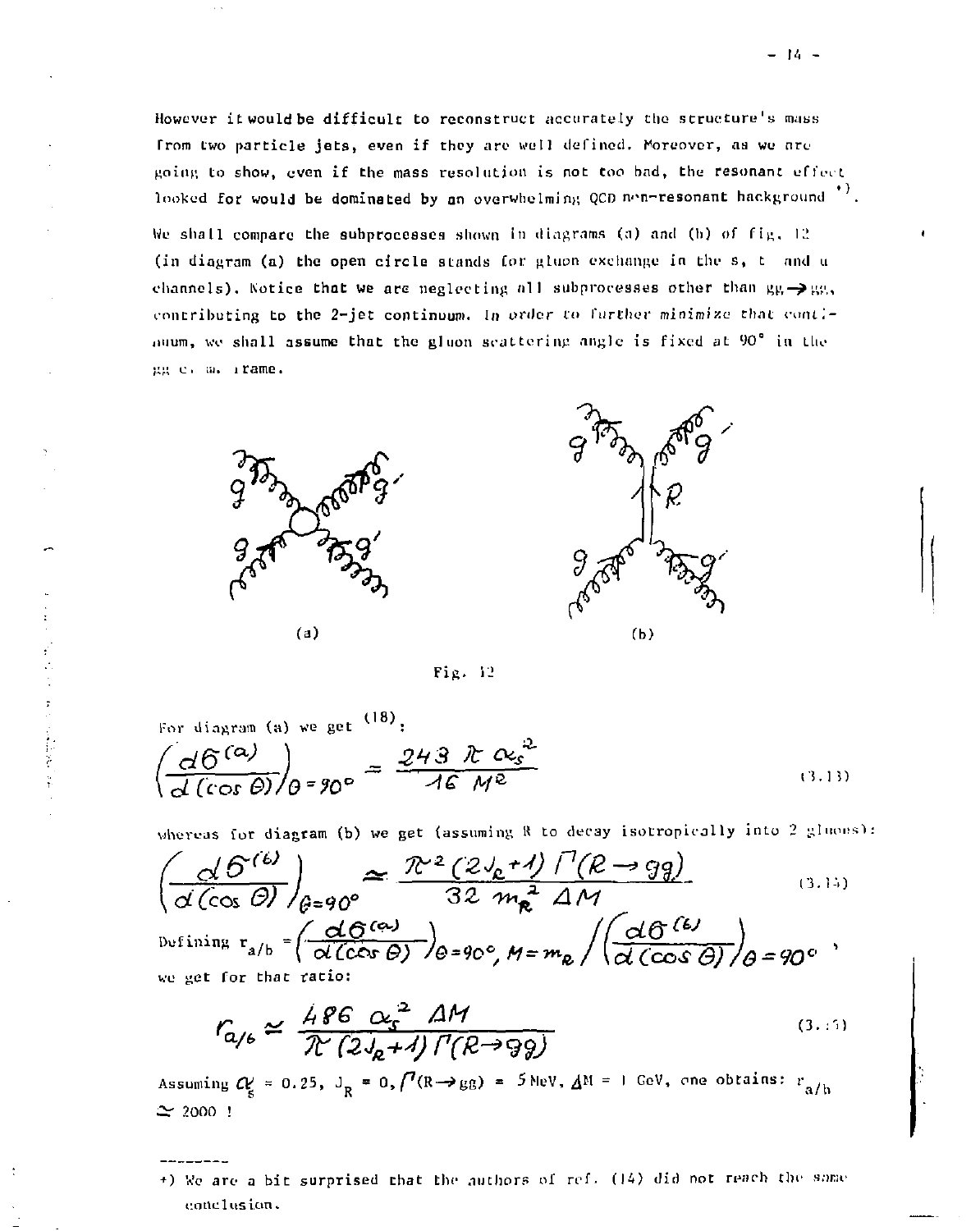However it would be difficult to reconstruct accurately the structure's mass from two particle jets, even if they are well defined. Moreover, as we are going to show, even if the mass resolution is not too bad, the resonant effect looked for would be dominated by an overwhelming QCD non-resonant background [+)].

We shall compare the subprocesses shown in diagrams (a) and (b) of fig. 12 (in diagram (a) the open circle stands for gluon exchange in the s, t and u channels). Notice that we are neglecting all subprocesses other than $gg \to gg$, contributing to the 2-jet continuum. In order to further minimize that continuum, we shall assume that the gluon scattering angle is fixed at 90° in the gg c. m. frame.

(a)          (b)

Fig. 12

For diagram (a) we get [18]:

$$\left(\frac{d\sigma^{(a)}}{d(\cos\theta)}\right)_{\theta=90^\circ} = \frac{243\,\pi\,\alpha_s^2}{16\,M^2} \tag{3.13}$$

whereas for diagram (b) we get (assuming R to decay isotropically into 2 gluons):

$$\left(\frac{d\sigma^{(b)}}{d(\cos\theta)}\right)_{\theta=90^\circ} \simeq \frac{\pi^2(2J_R+1)\,\Gamma(R\to gg)}{32\,m_R^2\,\Delta M} \tag{3.14}$$

Defining $r_{a/b} = \left(\frac{d\sigma^{(a)}}{d(\cos\theta)}\right)_{\theta=90^\circ,\,M=m_R} \Big/ \left(\frac{d\sigma^{(b)}}{d(\cos\theta)}\right)_{\theta=90^\circ}$, we get for that ratio:

$$r_{a/b} \simeq \frac{486\,\alpha_s^2\,\Delta M}{\pi(2J_R+1)\,\Gamma(R\to gg)} \tag{3.15}$$

Assuming $\alpha_s = 0.25$, $J_R = 0$, $\Gamma(R\to gg) = 5$ MeV, $\Delta M = 1$ GeV, one obtains: $r_{a/b} \simeq 2000$ !

---

+) We are a bit surprised that the authors of ref. (14) did not reach the same conclusion.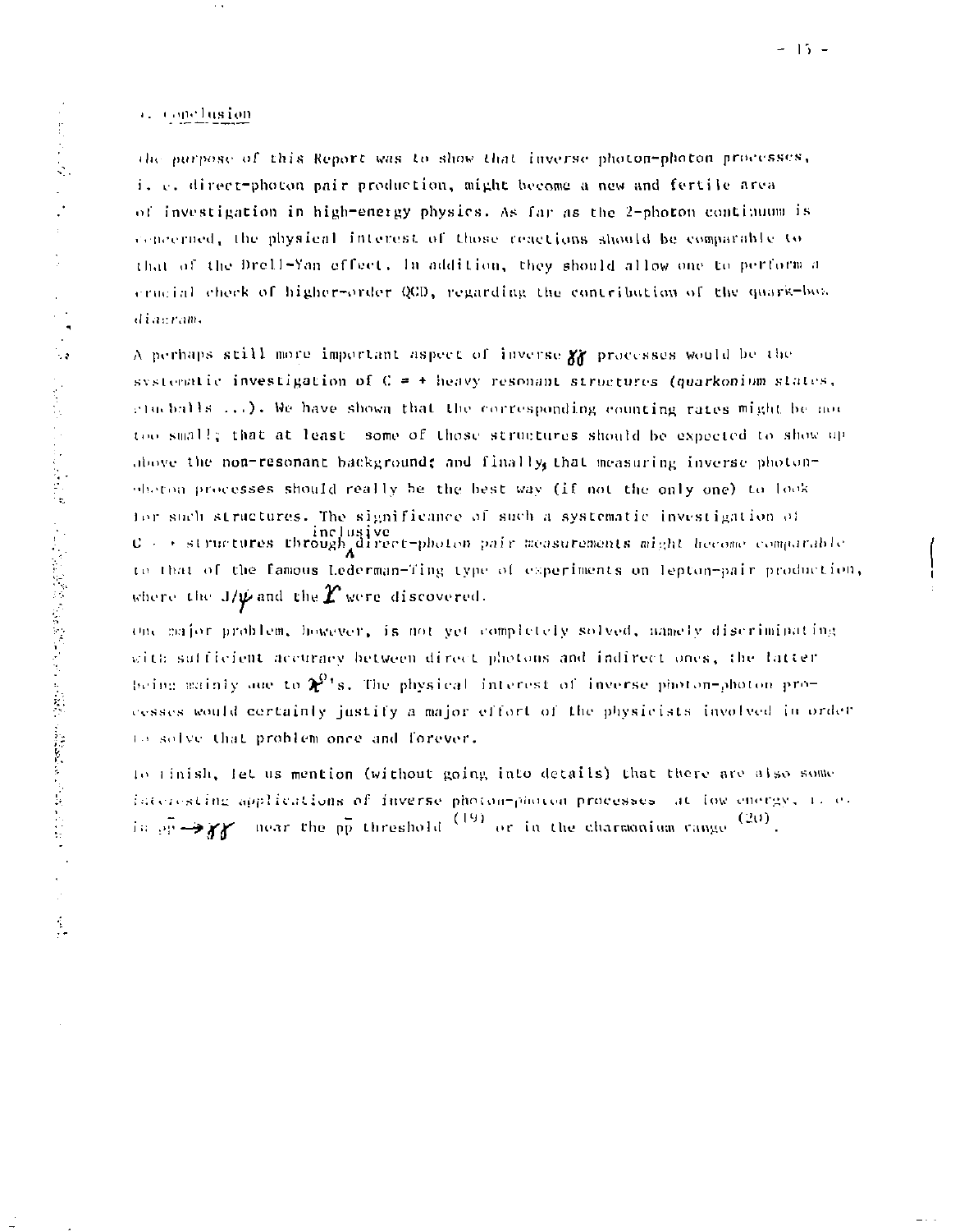## 4. Conclusion

The purpose of this Report was to show that inverse photon-photon processes, i. e. direct-photon pair production, might become a new and fertile area of investigation in high-energy physics. As far as the 2-photon continuum is concerned, the physical interest of those reactions should be comparable to that of the Drell-Yan effect. In addition, they should allow one to perform a crucial check of higher-order QCD, regarding the contribution of the quark-box diagram.

A perhaps still more important aspect of inverse $\gamma\gamma$ processes would be the systematic investigation of C = + heavy resonant structures (quarkonium states, glueballs ...). We have shown that the corresponding counting rates might be not too small; that at least some of those structures should be expected to show up above the non-resonant background; and finally, that measuring inverse photon-photon processes should really be the best way (if not the only one) to look for such structures. The significance of such a systematic investigation of C = + structures through inclusive direct-photon pair measurements might become comparable to that of the famous Lederman-Ting type of experiments on lepton-pair production, where the $J/\psi$ and the $\Upsilon$ were discovered.

One major problem, however, is not yet completely solved, namely discriminating with sufficient accuracy between direct photons and indirect ones, the latter being mainly due to $\pi^0$'s. The physical interest of inverse photon-photon processes would certainly justify a major effort of the physicists involved in order to solve that problem once and forever.

To finish, let us mention (without going into details) that there are also some interesting applications of inverse photon-photon processes at low energy, i. e. in $\bar{p}p \to \gamma\gamma$ near the $\bar{p}p$ threshold [19] or in the charmonium range [20].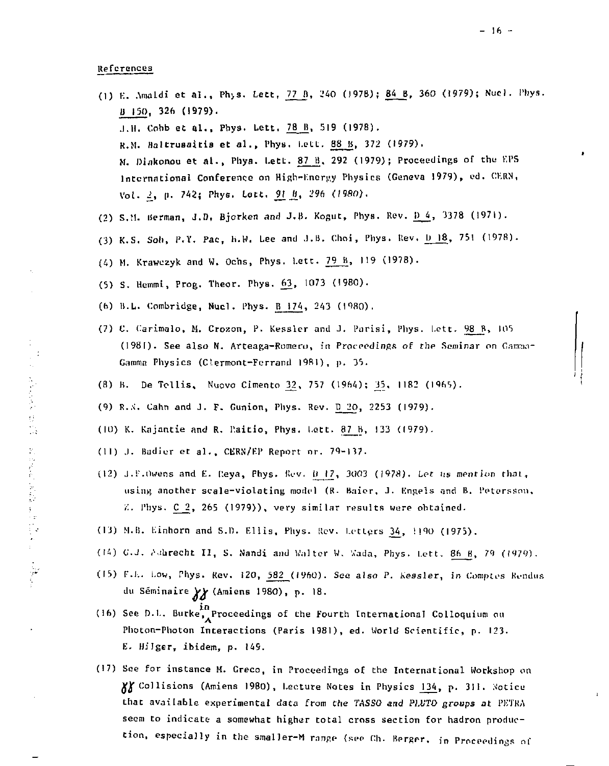References

(1) E. Amaldi et al., Phys. Lett, 77 B, 240 (1978); 84 B, 360 (1979); Nucl. Phys. B 150, 326 (1979).
J.H. Cobb et al., Phys. Lett. 78 B, 519 (1978).
R.M. Baltrusaitis et al., Phys. Lett. 88 B, 372 (1979).
M. Diakonou et al., Phys. Lett. 87 B, 292 (1979); Proceedings of the EPS International Conference on High-Energy Physics (Geneva 1979), ed. CERN, Vol. 2, p. 742; Phys. Lett. 91 B, 296 (1980).

(2) S.M. Berman, J.D. Bjorken and J.B. Kogut, Phys. Rev. D 4, 3378 (1971).

(3) K.S. Soh, P.Y. Pac, H.W. Lee and J.B. Choi, Phys. Rev. D 18, 751 (1978).

(4) M. Krawczyk and W. Ochs, Phys. Lett. 79 B, 119 (1978).

(5) S. Hemmi, Prog. Theor. Phys. 63, 1073 (1980).

(6) B.L. Combridge, Nucl. Phys. B 174, 243 (1980).

(7) C. Carimalo, M. Crozon, P. Kessler and J. Parisi, Phys. Lett. 98 B, 105 (1981). See also N. Arteaga-Romero, in *Proceedings of the Seminar on Gamma-Gamma Physics* (Clermont-Ferrand 1981), p. 35.

(8) B. De Tollis, Nuovo Cimento 32, 757 (1964); 35, 1182 (1965).

(9) R.N. Cahn and J. F. Gunion, Phys. Rev. D 20, 2253 (1979).

(10) K. Kajantie and R. Raitio, Phys. Lett. 87 B, 133 (1979).

(11) J. Badier et al., CERN/EP Report nr. 79-137.

(12) J.F. Owens and E. Reya, Phys. Rev. D 17, 3003 (1978). *Let us mention that,* using another scale-violating model (R. Baier, J. Engels and B. Petersson, Z. Phys. C 2, 265 (1979)), very similar results were obtained.

(13) M.B. Einhorn and S.D. Ellis, Phys. Rev. Letters 34, 1190 (1975).

(14) G.J. Aubrecht II, S. Nandi and Walter W. Wada, Phys. Lett. 86 B, 79 (1979).

(15) F.E. Low, Phys. Rev. 120, 582 (1960). *See also P. Kessler, in Comptes Rendus* du Séminaire $\gamma\gamma$ (Amiens 1980), p. 18.

(16) See D.L. Burke, in Proceedings of the Fourth International Colloquium on Photon-Photon Interactions (Paris 1981), ed. World Scientific, p. 123. E. Hilger, ibidem, p. 149.

(17) See for instance M. Greco, in Proceedings of the International Workshop on $\gamma\gamma$ Collisions (Amiens 1980), Lecture Notes in Physics 134, p. 311. Notice that available experimental data *from the TASSO and PLUTO groups at* PETRA seem to indicate a somewhat higher total cross section for hadron production, especially in the smaller-M range (see Ch. Berger, in Proceedings of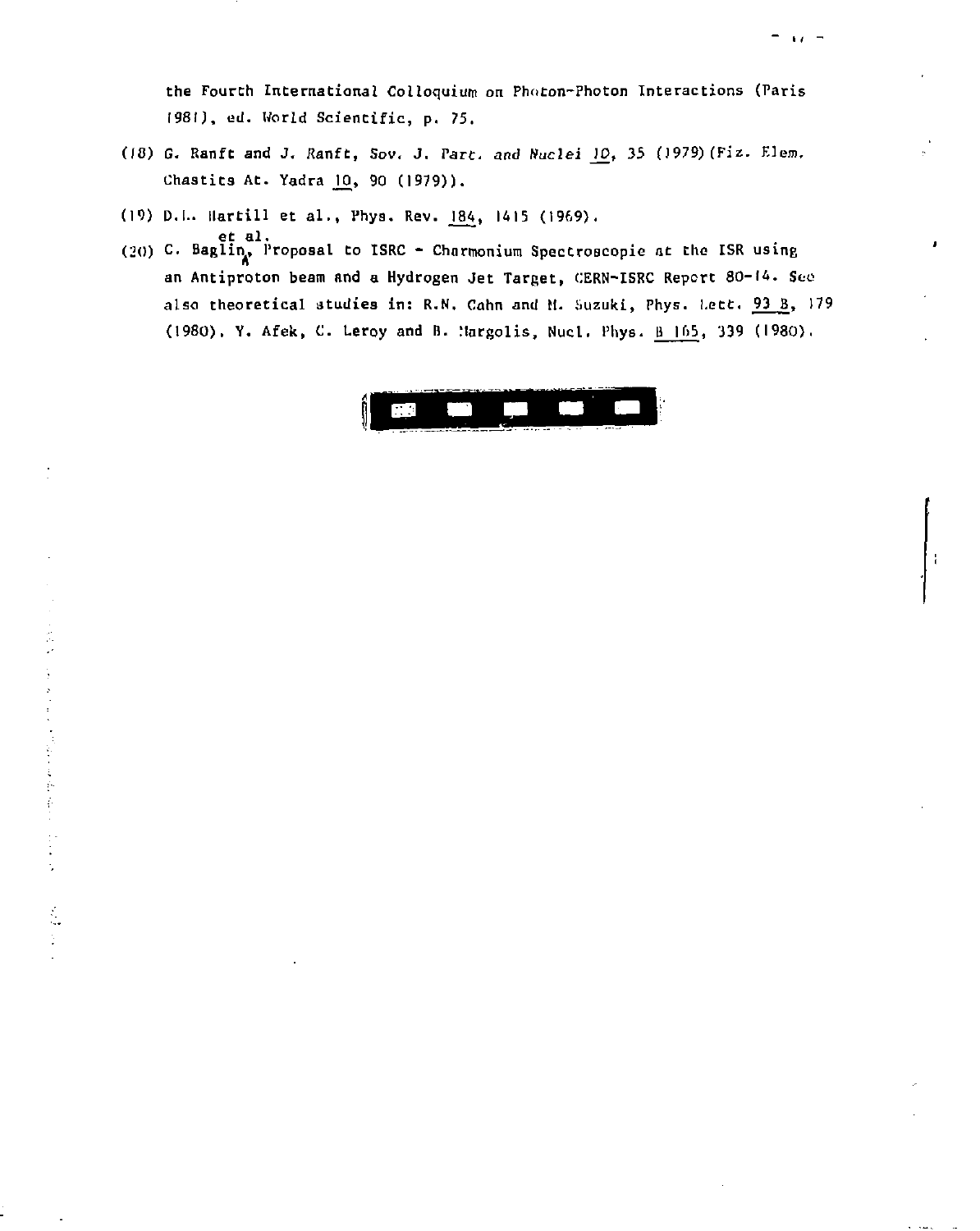the Fourth International Colloquium on Photon-Photon Interactions (Paris 1981), ed. World Scientific, p. 75.

(18) G. Ranft and J. Ranft, Sov. J. *Part. and Nuclei* 10, 35 (1979) (Fiz. Elem. Chastits At. Yadra 10, 90 (1979)).

(19) D.L. Hartill et al., Phys. Rev. 184, 1415 (1969).

(20) C. Baglin et al., Proposal to ISRC - Charmonium Spectroscopie at the ISR using an Antiproton beam and a Hydrogen Jet Target, CERN-ISRC Report 80-14. See also theoretical studies in: R.N. Cahn and M. Suzuki, Phys. Lett. 93 B, 179 (1980). Y. Afek, C. Leroy and B. Margolis, Nucl. Phys. B 165, 339 (1980).